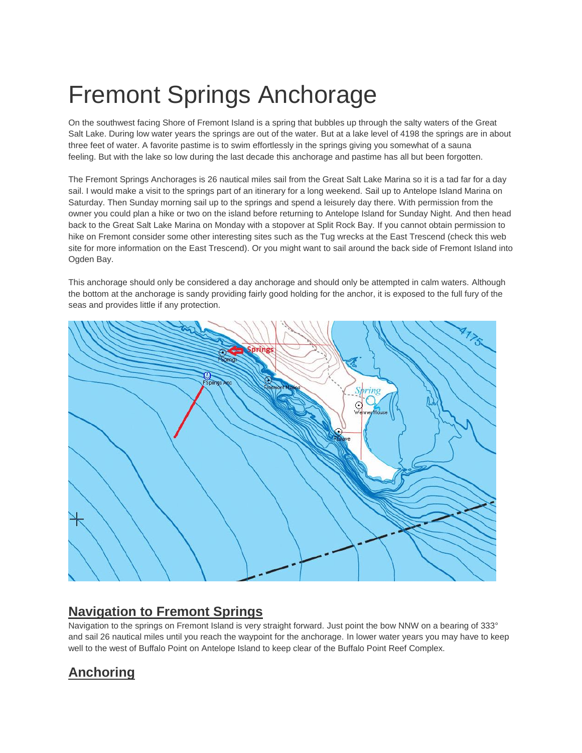# Fremont Springs Anchorage

On the southwest facing Shore of Fremont Island is a spring that bubbles up through the salty waters of the Great Salt Lake. During low water years the springs are out of the water. But at a lake level of 4198 the springs are in about three feet of water. A favorite pastime is to swim effortlessly in the springs giving you somewhat of a sauna feeling. But with the lake so low during the last decade this anchorage and pastime has all but been forgotten.

The Fremont Springs Anchorages is 26 nautical miles sail from the Great Salt Lake Marina so it is a tad far for a day sail. I would make a visit to the springs part of an itinerary for a long weekend. Sail up to Antelope Island Marina on Saturday. Then Sunday morning sail up to the springs and spend a leisurely day there. With permission from the owner you could plan a hike or two on the island before returning to Antelope Island for Sunday Night. And then head back to the Great Salt Lake Marina on Monday with a stopover at Split Rock Bay. If you cannot obtain permission to hike on Fremont consider some other interesting sites such as the Tug wrecks at the East Trescend (check this web site for more information on the East Trescend). Or you might want to sail around the back side of Fremont Island into Ogden Bay.

This anchorage should only be considered a day anchorage and should only be attempted in calm waters. Although the bottom at the anchorage is sandy providing fairly good holding for the anchor, it is exposed to the full fury of the seas and provides little if any protection.

## Navigation to Fremont Springs

Navigation to the springs on Fremont Island is very straight forward. Just point the bow NNW on a bearing of 333° and sail 26 nautical miles until you reach the waypoint for the anchorage. In lower water years you may have to keep well to the west of Buffalo Point on Antelope Island to keep clear of the Buffalo Point Reef Complex.

## Anchoring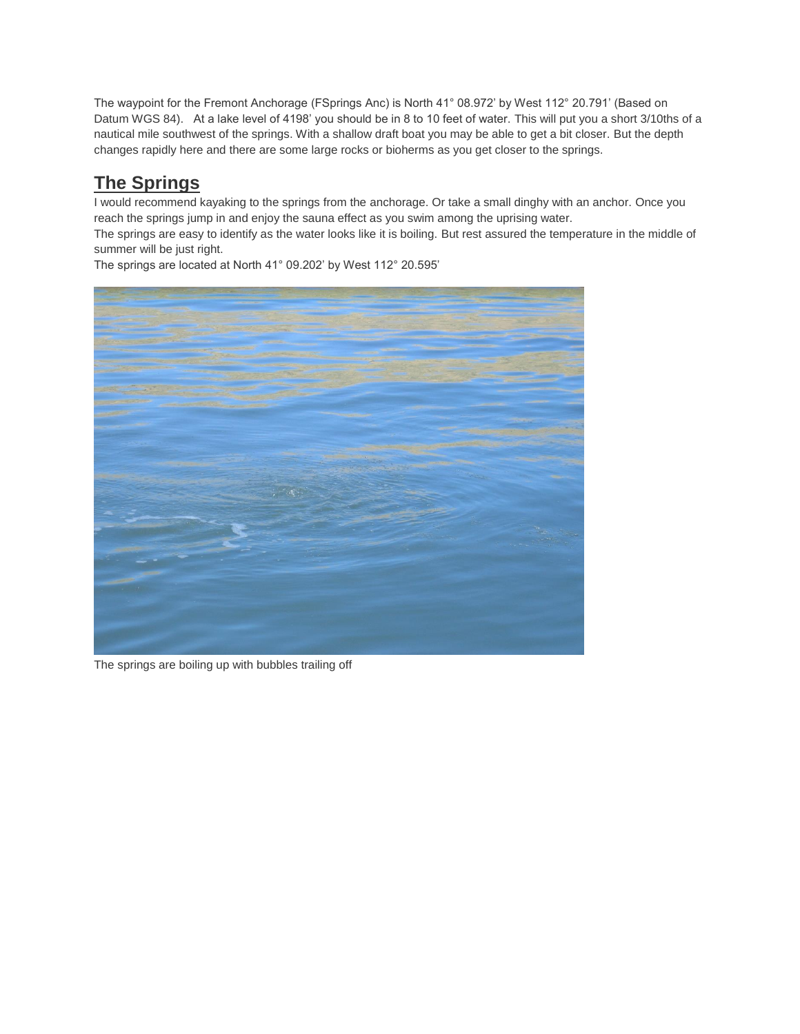The waypoint for the Fremont Anchorage (FSprings Anc) is North 41° 08.972' by West 112° 20.791' (Based on Datum WGS 84). At a lake level of 4198' you should be in 8 to 10 feet of water. This will put you a short 3/10ths of a nautical mile southwest of the springs. With a shallow draft boat you may be able to get a bit closer. But the depth changes rapidly here and there are some large rocks or bioherms as you get closer to the springs.

## The Springs

I would recommend kayaking to the springs from the anchorage. Or take a small dinghy with an anchor. Once you reach the springs jump in and enjoy the sauna effect as you swim among the uprising water.

The springs are easy to identify as the water looks like it is boiling. But rest assured the temperature in the middle of summer will be just right.

The springs are located at North 41° 09.202' by West 112° 20.595'

The springs are boiling up with bubbles trailing off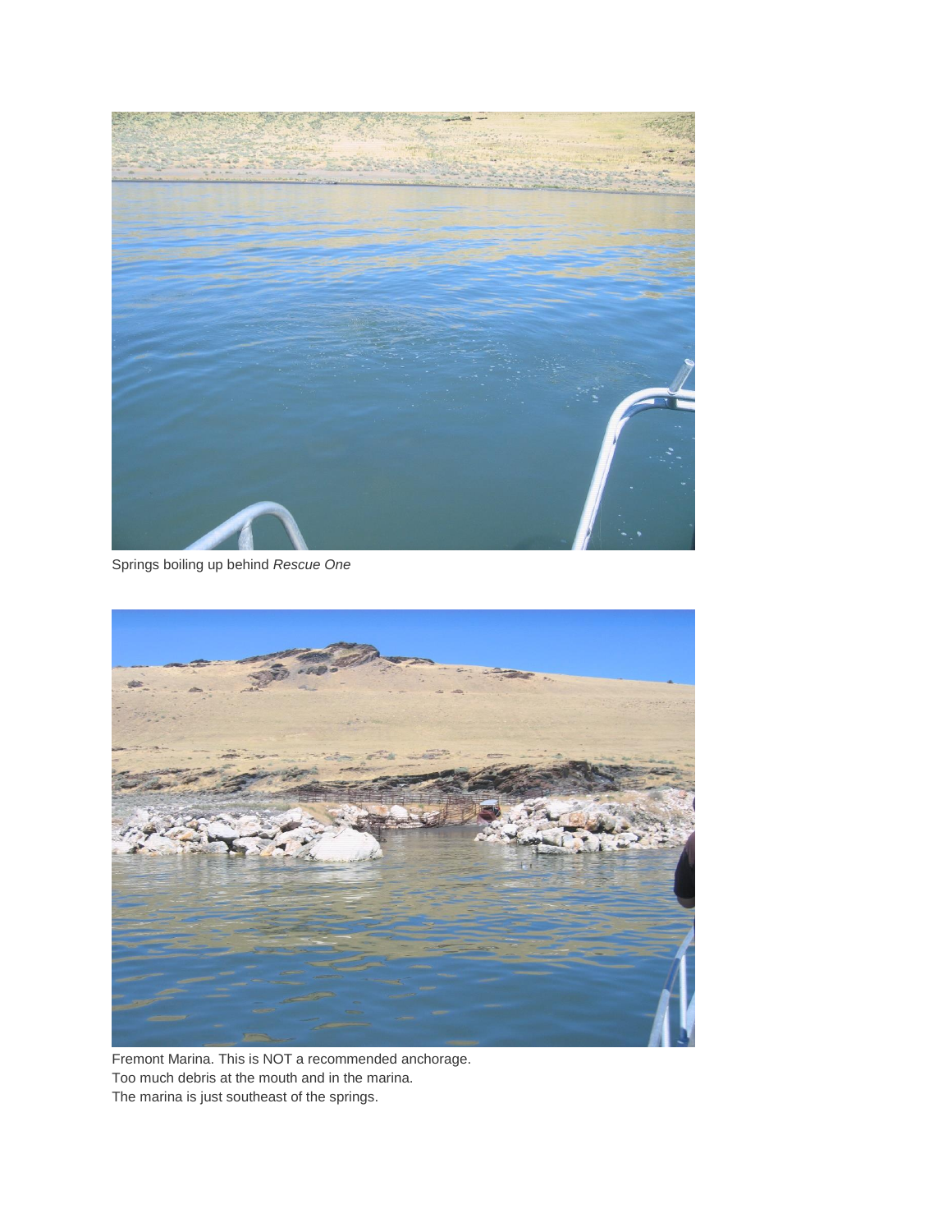Springs boiling up behind *Rescue One*

Fremont Marina. This is NOT a recommended anchorage.
Too much debris at the mouth and in the marina.
The marina is just southeast of the springs.